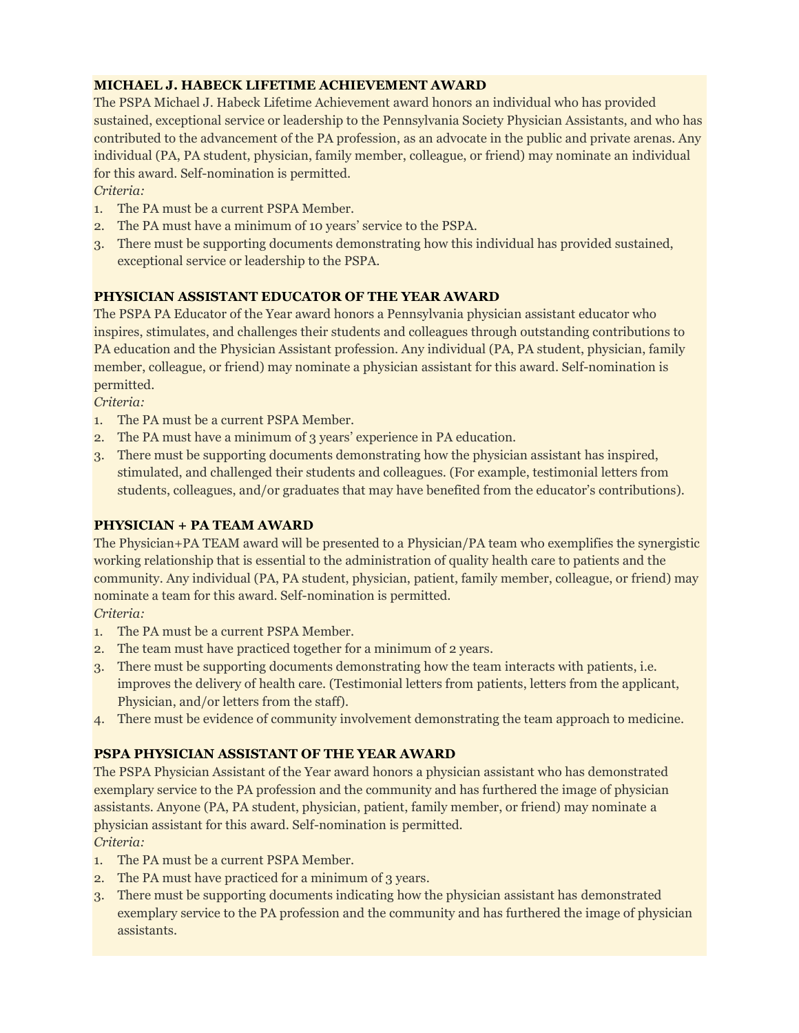### MICHAEL J. HABECK LIFETIME ACHIEVEMENT AWARD

The PSPA Michael J. Habeck Lifetime Achievement award honors an individual who has provided sustained, exceptional service or leadership to the Pennsylvania Society Physician Assistants, and who has contributed to the advancement of the PA profession, as an advocate in the public and private arenas. Any individual (PA, PA student, physician, family member, colleague, or friend) may nominate an individual for this award. Self-nomination is permitted.

*Criteria:*

1. The PA must be a current PSPA Member.
2. The PA must have a minimum of 10 years' service to the PSPA.
3. There must be supporting documents demonstrating how this individual has provided sustained, exceptional service or leadership to the PSPA.

### PHYSICIAN ASSISTANT EDUCATOR OF THE YEAR AWARD

The PSPA PA Educator of the Year award honors a Pennsylvania physician assistant educator who inspires, stimulates, and challenges their students and colleagues through outstanding contributions to PA education and the Physician Assistant profession. Any individual (PA, PA student, physician, family member, colleague, or friend) may nominate a physician assistant for this award. Self-nomination is permitted.

*Criteria:*

1. The PA must be a current PSPA Member.
2. The PA must have a minimum of 3 years' experience in PA education.
3. There must be supporting documents demonstrating how the physician assistant has inspired, stimulated, and challenged their students and colleagues. (For example, testimonial letters from students, colleagues, and/or graduates that may have benefited from the educator's contributions).

### PHYSICIAN + PA TEAM AWARD

The Physician+PA TEAM award will be presented to a Physician/PA team who exemplifies the synergistic working relationship that is essential to the administration of quality health care to patients and the community. Any individual (PA, PA student, physician, patient, family member, colleague, or friend) may nominate a team for this award. Self-nomination is permitted.

*Criteria:*

1. The PA must be a current PSPA Member.
2. The team must have practiced together for a minimum of 2 years.
3. There must be supporting documents demonstrating how the team interacts with patients, i.e. improves the delivery of health care. (Testimonial letters from patients, letters from the applicant, Physician, and/or letters from the staff).
4. There must be evidence of community involvement demonstrating the team approach to medicine.

### PSPA PHYSICIAN ASSISTANT OF THE YEAR AWARD

The PSPA Physician Assistant of the Year award honors a physician assistant who has demonstrated exemplary service to the PA profession and the community and has furthered the image of physician assistants. Anyone (PA, PA student, physician, patient, family member, or friend) may nominate a physician assistant for this award. Self-nomination is permitted.

*Criteria:*

1. The PA must be a current PSPA Member.
2. The PA must have practiced for a minimum of 3 years.
3. There must be supporting documents indicating how the physician assistant has demonstrated exemplary service to the PA profession and the community and has furthered the image of physician assistants.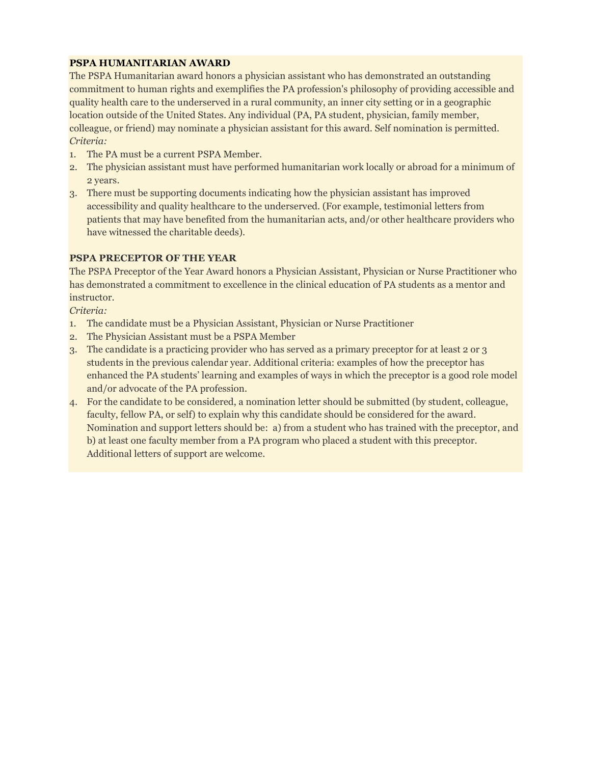**PSPA HUMANITARIAN AWARD**

The PSPA Humanitarian award honors a physician assistant who has demonstrated an outstanding commitment to human rights and exemplifies the PA profession's philosophy of providing accessible and quality health care to the underserved in a rural community, an inner city setting or in a geographic location outside of the United States. Any individual (PA, PA student, physician, family member, colleague, or friend) may nominate a physician assistant for this award. Self nomination is permitted.

*Criteria:*

1. The PA must be a current PSPA Member.
2. The physician assistant must have performed humanitarian work locally or abroad for a minimum of 2 years.
3. There must be supporting documents indicating how the physician assistant has improved accessibility and quality healthcare to the underserved. (For example, testimonial letters from patients that may have benefited from the humanitarian acts, and/or other healthcare providers who have witnessed the charitable deeds).

**PSPA PRECEPTOR OF THE YEAR**

The PSPA Preceptor of the Year Award honors a Physician Assistant, Physician or Nurse Practitioner who has demonstrated a commitment to excellence in the clinical education of PA students as a mentor and instructor.

*Criteria:*

1. The candidate must be a Physician Assistant, Physician or Nurse Practitioner
2. The Physician Assistant must be a PSPA Member
3. The candidate is a practicing provider who has served as a primary preceptor for at least 2 or 3 students in the previous calendar year. Additional criteria: examples of how the preceptor has enhanced the PA students' learning and examples of ways in which the preceptor is a good role model and/or advocate of the PA profession.
4. For the candidate to be considered, a nomination letter should be submitted (by student, colleague, faculty, fellow PA, or self) to explain why this candidate should be considered for the award. Nomination and support letters should be: a) from a student who has trained with the preceptor, and b) at least one faculty member from a PA program who placed a student with this preceptor. Additional letters of support are welcome.